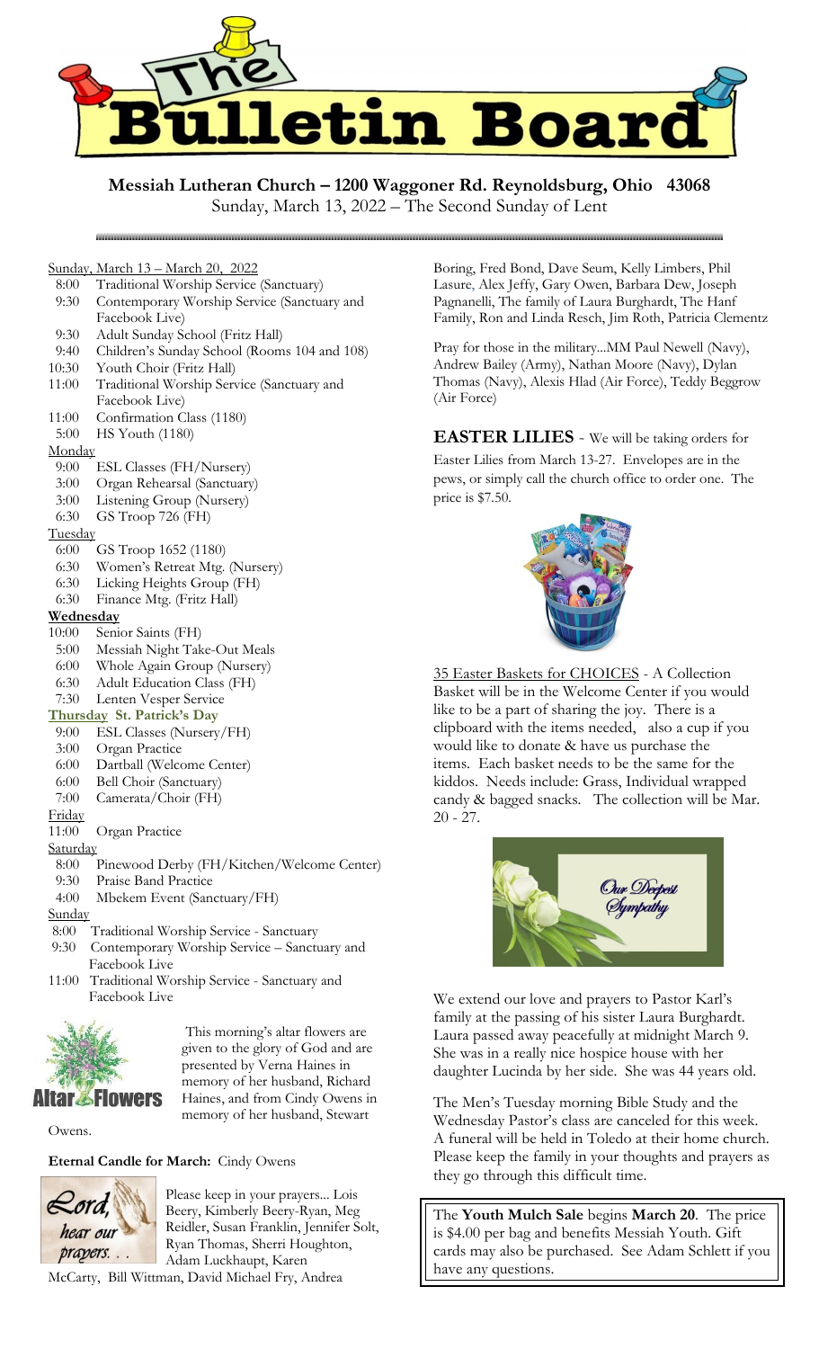# The Bulletin Board

**Messiah Lutheran Church – 1200 Waggoner Rd. Reynoldsburg, Ohio 43068**
Sunday, March 13, 2022 – The Second Sunday of Lent

Sunday, March 13 – March 20, 2022

- 8:00 Traditional Worship Service (Sanctuary)
- 9:30 Contemporary Worship Service (Sanctuary and Facebook Live)
- 9:30 Adult Sunday School (Fritz Hall)
- 9:40 Children's Sunday School (Rooms 104 and 108)
- 10:30 Youth Choir (Fritz Hall)
- 11:00 Traditional Worship Service (Sanctuary and Facebook Live)
- 11:00 Confirmation Class (1180)
- 5:00 HS Youth (1180)

Monday

- 9:00 ESL Classes (FH/Nursery)
- 3:00 Organ Rehearsal (Sanctuary)
- 3:00 Listening Group (Nursery)
- 6:30 GS Troop 726 (FH)

Tuesday

- 6:00 GS Troop 1652 (1180)
- 6:30 Women's Retreat Mtg. (Nursery)
- 6:30 Licking Heights Group (FH)
- 6:30 Finance Mtg. (Fritz Hall)

**Wednesday**

- 10:00 Senior Saints (FH)
- 5:00 Messiah Night Take-Out Meals
- 6:00 Whole Again Group (Nursery)
- 6:30 Adult Education Class (FH)
- 7:30 Lenten Vesper Service

**Thursday St. Patrick's Day**

- 9:00 ESL Classes (Nursery/FH)
- 3:00 Organ Practice
- 6:00 Dartball (Welcome Center)
- 6:00 Bell Choir (Sanctuary)
- 7:00 Camerata/Choir (FH)

Friday

- 11:00 Organ Practice

Saturday

- 8:00 Pinewood Derby (FH/Kitchen/Welcome Center)
- 9:30 Praise Band Practice
- 4:00 Mbekem Event (Sanctuary/FH)

Sunday

- 8:00 Traditional Worship Service - Sanctuary
- 9:30 Contemporary Worship Service – Sanctuary and Facebook Live
- 11:00 Traditional Worship Service - Sanctuary and Facebook Live

Altar Flowers

This morning's altar flowers are given to the glory of God and are presented by Verna Haines in memory of her husband, Richard Haines, and from Cindy Owens in memory of her husband, Stewart Owens.

**Eternal Candle for March:** Cindy Owens

*Lord, hear our prayers. . .*

Please keep in your prayers... Lois Beery, Kimberly Beery-Ryan, Meg Reidler, Susan Franklin, Jennifer Solt, Ryan Thomas, Sherri Houghton, Adam Luckhaupt, Karen McCarty, Bill Wittman, David Michael Fry, Andrea Boring, Fred Bond, Dave Seum, Kelly Limbers, Phil Lasure, Alex Jeffy, Gary Owen, Barbara Dew, Joseph Pagnanelli, The family of Laura Burghardt, The Hanf Family, Ron and Linda Resch, Jim Roth, Patricia Clementz

Pray for those in the military...MM Paul Newell (Navy), Andrew Bailey (Army), Nathan Moore (Navy), Dylan Thomas (Navy), Alexis Hlad (Air Force), Teddy Beggrow (Air Force)

**EASTER LILIES** - We will be taking orders for Easter Lilies from March 13-27. Envelopes are in the pews, or simply call the church office to order one. The price is $7.50.

35 Easter Baskets for CHOICES - A Collection Basket will be in the Welcome Center if you would like to be a part of sharing the joy. There is a clipboard with the items needed, also a cup if you would like to donate & have us purchase the items. Each basket needs to be the same for the kiddos. Needs include: Grass, Individual wrapped candy & bagged snacks. The collection will be Mar. 20 - 27.

*Our Deepest Sympathy*

We extend our love and prayers to Pastor Karl's family at the passing of his sister Laura Burghardt. Laura passed away peacefully at midnight March 9. She was in a really nice hospice house with her daughter Lucinda by her side. She was 44 years old.

The Men's Tuesday morning Bible Study and the Wednesday Pastor's class are canceled for this week. A funeral will be held in Toledo at their home church. Please keep the family in your thoughts and prayers as they go through this difficult time.

The **Youth Mulch Sale** begins **March 20**. The price is $4.00 per bag and benefits Messiah Youth. Gift cards may also be purchased. See Adam Schlett if you have any questions.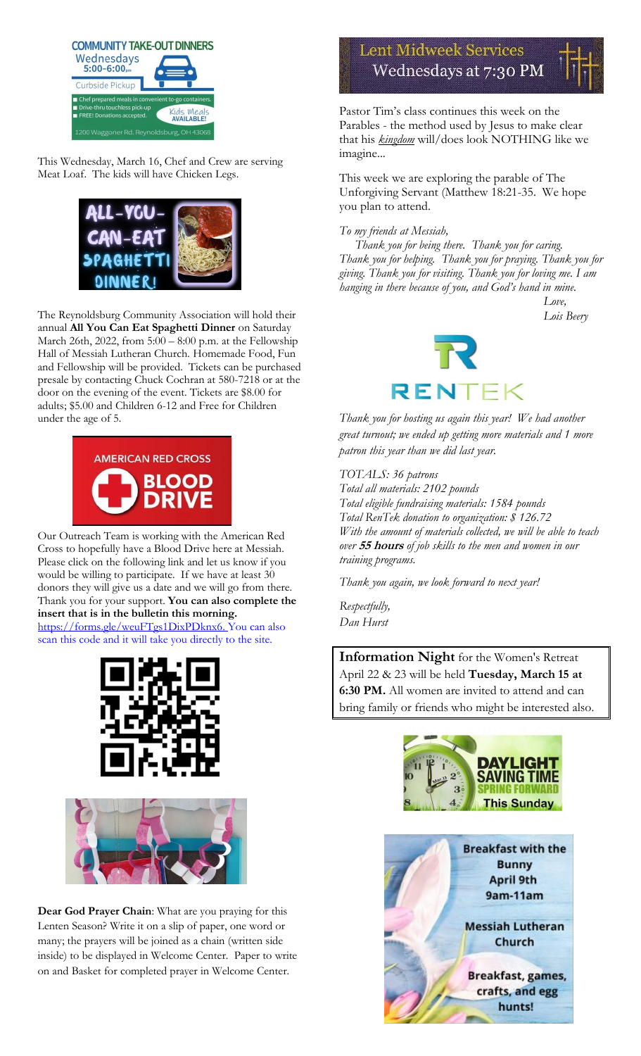**COMMUNITY TAKE-OUT DINNERS**

Wednesdays 5:00-6:00pm

Curbside Pickup

- Chef prepared meals in convenient to-go containers.
- Drive-thru touchless pick-up
- FREE! Donations accepted.

Kids Meals AVAILABLE!

1200 Waggoner Rd. Reynoldsburg, OH 43068

This Wednesday, March 16, Chef and Crew are serving Meat Loaf. The kids will have Chicken Legs.

ALL-YOU-CAN-EAT SPAGHETTI DINNER!

The Reynoldsburg Community Association will hold their annual **All You Can Eat Spaghetti Dinner** on Saturday March 26th, 2022, from 5:00 – 8:00 p.m. at the Fellowship Hall of Messiah Lutheran Church. Homemade Food, Fun and Fellowship will be provided. Tickets can be purchased presale by contacting Chuck Cochran at 580-7218 or at the door on the evening of the event. Tickets are $8.00 for adults; $5.00 and Children 6-12 and Free for Children under the age of 5.

AMERICAN RED CROSS BLOOD DRIVE

Our Outreach Team is working with the American Red Cross to hopefully have a Blood Drive here at Messiah. Please click on the following link and let us know if you would be willing to participate. If we have at least 30 donors they will give us a date and we will go from there. Thank you for your support. **You can also complete the insert that is in the bulletin this morning.** https://forms.gle/weuFTgs1DixPDknx6. You can also scan this code and it will take you directly to the site.

**Dear God Prayer Chain**: What are you praying for this Lenten Season? Write it on a slip of paper, one word or many; the prayers will be joined as a chain (written side inside) to be displayed in Welcome Center. Paper to write on and Basket for completed prayer in Welcome Center.

## Lent Midweek Services Wednesdays at 7:30 PM

Pastor Tim's class continues this week on the Parables - the method used by Jesus to make clear that his ***kingdom*** will/does look NOTHING like we imagine...

This week we are exploring the parable of The Unforgiving Servant (Matthew 18:21-35. We hope you plan to attend.

*To my friends at Messiah,*

*Thank you for being there. Thank you for caring. Thank you for helping. Thank you for praying. Thank you for giving. Thank you for visiting. Thank you for loving me. I am hanging in there because of you, and God's hand in mine.*

*Love,*
*Lois Beery*

RENTEK

*Thank you for hosting us again this year! We had another great turnout; we ended up getting more materials and 1 more patron this year than we did last year.*

*TOTALS: 36 patrons*
*Total all materials: 2102 pounds*
*Total eligible fundraising materials: 1584 pounds*
*Total RenTek donation to organization: $ 126.72*
*With the amount of materials collected, we will be able to teach over **55 hours** of job skills to the men and women in our training programs.*

*Thank you again, we look forward to next year!*

*Respectfully,*
*Dan Hurst*

**Information Night** for the Women's Retreat April 22 & 23 will be held **Tuesday, March 15 at 6:30 PM.** All women are invited to attend and can bring family or friends who might be interested also.

DAYLIGHT SAVING TIME SPRING FORWARD This Sunday

**Breakfast with the Bunny**
**April 9th**
**9am-11am**

**Messiah Lutheran Church**

**Breakfast, games, crafts, and egg hunts!**